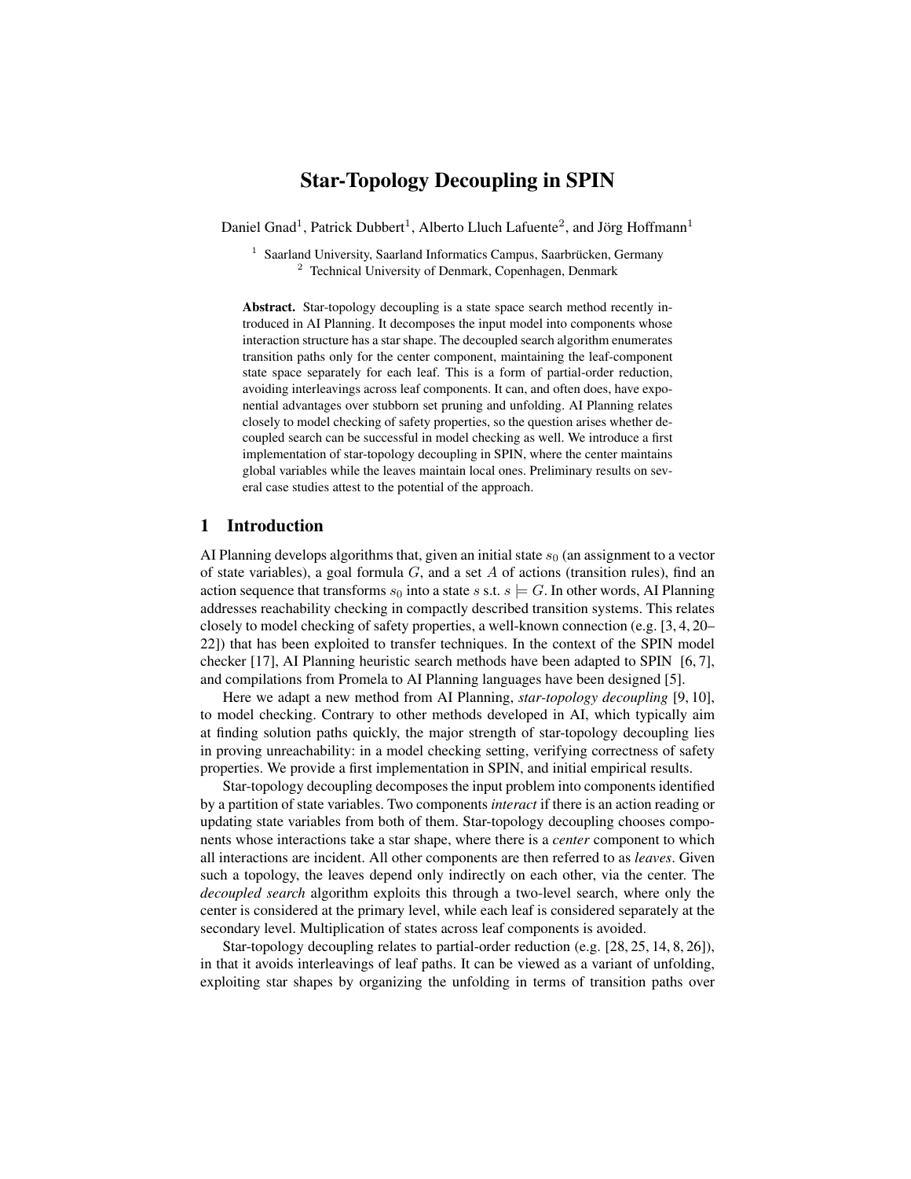# Star-Topology Decoupling in SPIN

Daniel Gnad[1], Patrick Dubbert[1], Alberto Lluch Lafuente[2], and Jörg Hoffmann[1]

[1] Saarland University, Saarland Informatics Campus, Saarbrücken, Germany
[2] Technical University of Denmark, Copenhagen, Denmark

**Abstract.** Star-topology decoupling is a state space search method recently introduced in AI Planning. It decomposes the input model into components whose interaction structure has a star shape. The decoupled search algorithm enumerates transition paths only for the center component, maintaining the leaf-component state space separately for each leaf. This is a form of partial-order reduction, avoiding interleavings across leaf components. It can, and often does, have exponential advantages over stubborn set pruning and unfolding. AI Planning relates closely to model checking of safety properties, so the question arises whether decoupled search can be successful in model checking as well. We introduce a first implementation of star-topology decoupling in SPIN, where the center maintains global variables while the leaves maintain local ones. Preliminary results on several case studies attest to the potential of the approach.

## 1 Introduction

AI Planning develops algorithms that, given an initial state $s_0$ (an assignment to a vector of state variables), a goal formula $G$, and a set $A$ of actions (transition rules), find an action sequence that transforms $s_0$ into a state $s$ s.t. $s \models G$. In other words, AI Planning addresses reachability checking in compactly described transition systems. This relates closely to model checking of safety properties, a well-known connection (e.g. [3, 4, 20–22]) that has been exploited to transfer techniques. In the context of the SPIN model checker [17], AI Planning heuristic search methods have been adapted to SPIN [6, 7], and compilations from Promela to AI Planning languages have been designed [5].

Here we adapt a new method from AI Planning, *star-topology decoupling* [9, 10], to model checking. Contrary to other methods developed in AI, which typically aim at finding solution paths quickly, the major strength of star-topology decoupling lies in proving unreachability: in a model checking setting, verifying correctness of safety properties. We provide a first implementation in SPIN, and initial empirical results.

Star-topology decoupling decomposes the input problem into components identified by a partition of state variables. Two components *interact* if there is an action reading or updating state variables from both of them. Star-topology decoupling chooses components whose interactions take a star shape, where there is a *center* component to which all interactions are incident. All other components are then referred to as *leaves*. Given such a topology, the leaves depend only indirectly on each other, via the center. The *decoupled search* algorithm exploits this through a two-level search, where only the center is considered at the primary level, while each leaf is considered separately at the secondary level. Multiplication of states across leaf components is avoided.

Star-topology decoupling relates to partial-order reduction (e.g. [28, 25, 14, 8, 26]), in that it avoids interleavings of leaf paths. It can be viewed as a variant of unfolding, exploiting star shapes by organizing the unfolding in terms of transition paths over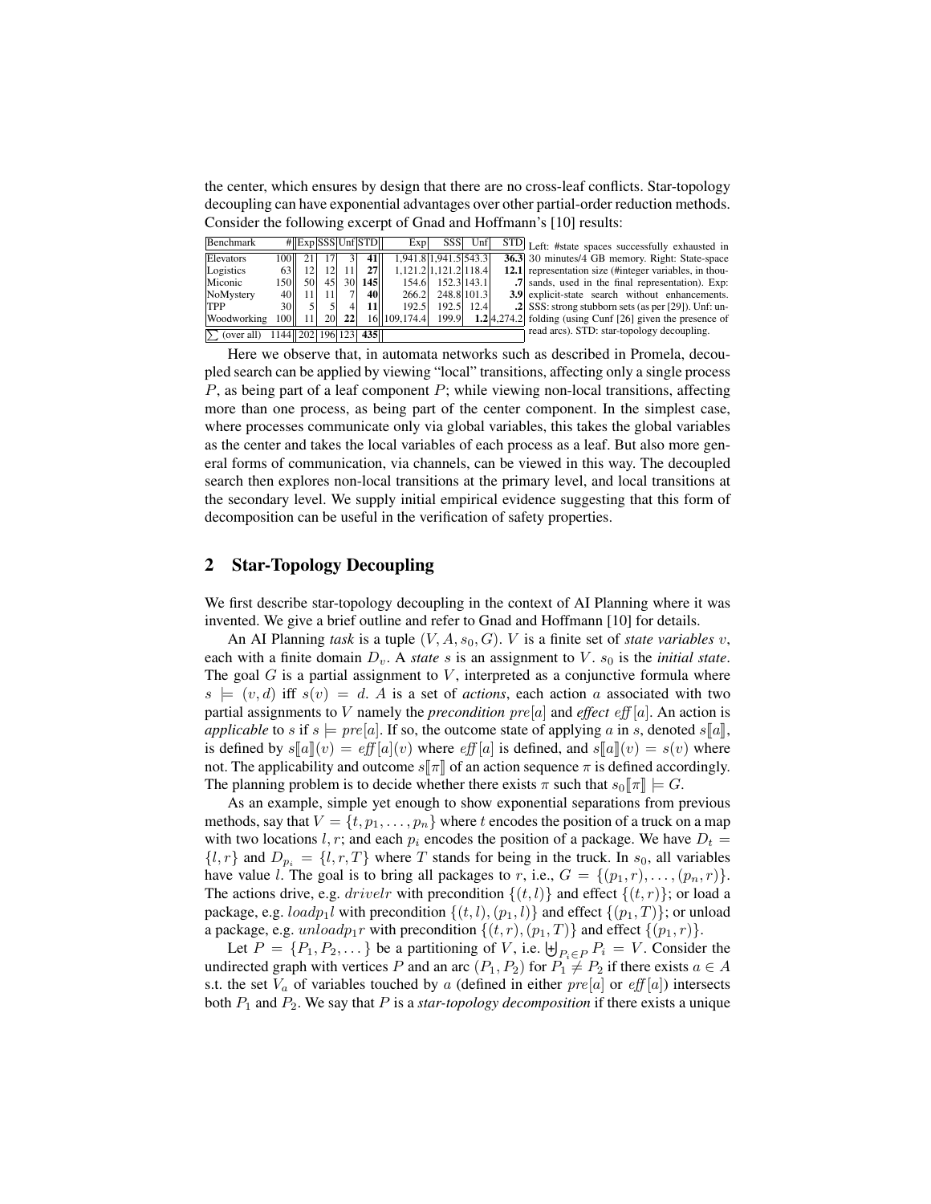the center, which ensures by design that there are no cross-leaf conflicts. Star-topology decoupling can have exponential advantages over other partial-order reduction methods. Consider the following excerpt of Gnad and Hoffmann's [10] results:

| Benchmark | # | Exp | SSS | Unf | STD | Exp | SSS | Unf | STD |
|---|---|---|---|---|---|---|---|---|---|
| Elevators | 100 | 21 | 17 | 3 | **41** | 1,941.8 | 1,941.5 | 543.3 | **36.3** |
| Logistics | 63 | 12 | 12 | 11 | **27** | 1,121.2 | 1,121.2 | 118.4 | **12.1** |
| Miconic | 150 | 50 | 45 | 30 | **145** | 154.6 | 152.3 | 143.1 | **.7** |
| NoMystery | 40 | 11 | 11 | 7 | **40** | 266.2 | 248.8 | 101.3 | **3.9** |
| TPP | 30 | 5 | 5 | 4 | **11** | 192.5 | 192.5 | 12.4 | **.2** |
| Woodworking | 100 | 11 | 20 | **22** | 16 | 109,174.4 | 199.9 | **1.2** | 4,274.2 |
| $\sum$ (over all) | 1144 | 202 | 196 | 123 | **435** | | | | |

Left: #state spaces successfully exhausted in 30 minutes/4 GB memory. Right: State-space representation size (#integer variables, in thousands, used in the final representation). Exp: explicit-state search without enhancements. SSS: strong stubborn sets (as per [29]). Unf: unfolding (using Cunf [26] given the presence of read arcs). STD: star-topology decoupling.

Here we observe that, in automata networks such as described in Promela, decoupled search can be applied by viewing "local" transitions, affecting only a single process $P$, as being part of a leaf component $P$; while viewing non-local transitions, affecting more than one process, as being part of the center component. In the simplest case, where processes communicate only via global variables, this takes the global variables as the center and takes the local variables of each process as a leaf. But also more general forms of communication, via channels, can be viewed in this way. The decoupled search then explores non-local transitions at the primary level, and local transitions at the secondary level. We supply initial empirical evidence suggesting that this form of decomposition can be useful in the verification of safety properties.

## 2 Star-Topology Decoupling

We first describe star-topology decoupling in the context of AI Planning where it was invented. We give a brief outline and refer to Gnad and Hoffmann [10] for details.

An AI Planning *task* is a tuple $(V, A, s_0, G)$. $V$ is a finite set of *state variables* $v$, each with a finite domain $D_v$. A *state* $s$ is an assignment to $V$. $s_0$ is the *initial state*. The goal $G$ is a partial assignment to $V$, interpreted as a conjunctive formula where $s \models (v, d)$ iff $s(v) = d$. $A$ is a set of *actions*, each action $a$ associated with two partial assignments to $V$ namely the *precondition* $pre[a]$ and *effect* $\mathit{eff}[a]$. An action is *applicable* to $s$ if $s \models pre[a]$. If so, the outcome state of applying $a$ in $s$, denoted $s[\![a]\!]$, is defined by $s[\![a]\!](v) = \mathit{eff}[a](v)$ where $\mathit{eff}[a]$ is defined, and $s[\![a]\!](v) = s(v)$ where not. The applicability and outcome $s[\![\pi]\!]$ of an action sequence $\pi$ is defined accordingly. The planning problem is to decide whether there exists $\pi$ such that $s_0[\![\pi]\!] \models G$.

As an example, simple yet enough to show exponential separations from previous methods, say that $V = \{t, p_1, \dots, p_n\}$ where $t$ encodes the position of a truck on a map with two locations $l, r$; and each $p_i$ encodes the position of a package. We have $D_t = \{l, r\}$ and $D_{p_i} = \{l, r, T\}$ where $T$ stands for being in the truck. In $s_0$, all variables have value $l$. The goal is to bring all packages to $r$, i.e., $G = \{(p_1, r), \dots, (p_n, r)\}$. The actions drive, e.g. $drivelr$ with precondition $\{(t, l)\}$ and effect $\{(t, r)\}$; or load a package, e.g. $loadp_1l$ with precondition $\{(t, l), (p_1, l)\}$ and effect $\{(p_1, T)\}$; or unload a package, e.g. $unloadp_1r$ with precondition $\{(t, r), (p_1, T)\}$ and effect $\{(p_1, r)\}$.

Let $P = \{P_1, P_2, \dots\}$ be a partitioning of $V$, i.e. $\biguplus_{P_i \in P} P_i = V$. Consider the undirected graph with vertices $P$ and an arc $(P_1, P_2)$ for $P_1 \neq P_2$ if there exists $a \in A$ s.t. the set $V_a$ of variables touched by $a$ (defined in either $pre[a]$ or $\mathit{eff}[a]$) intersects both $P_1$ and $P_2$. We say that $P$ is a *star-topology decomposition* if there exists a unique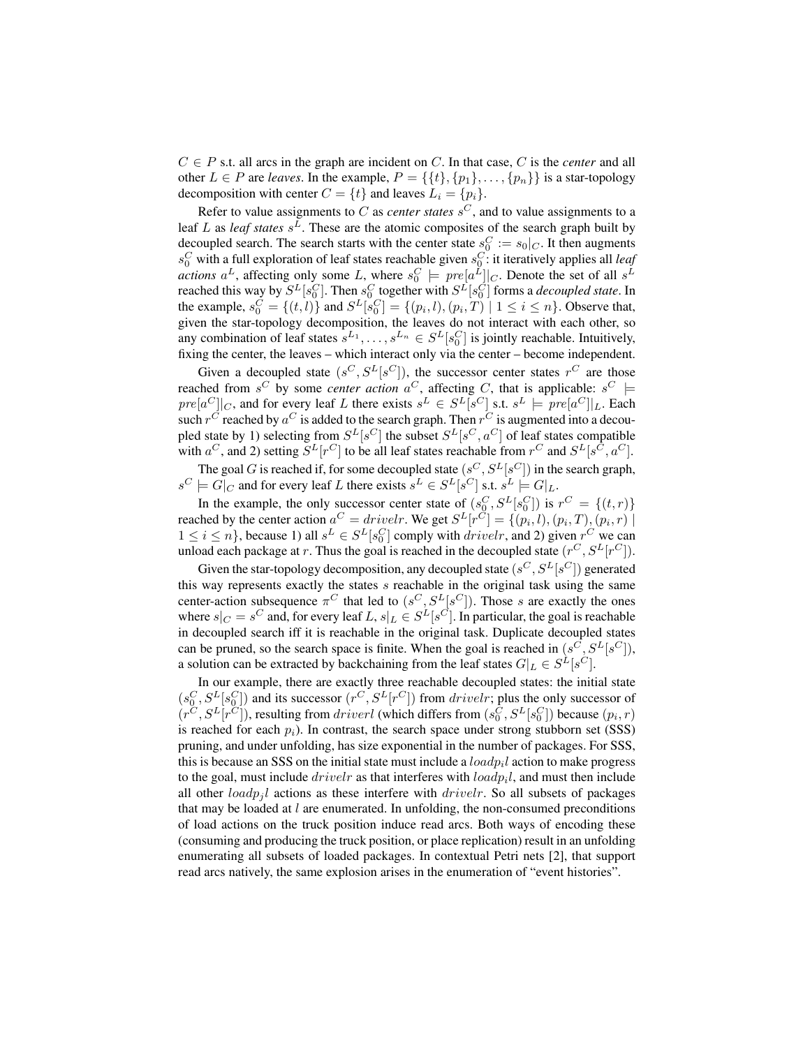$C \in P$ s.t. all arcs in the graph are incident on $C$. In that case, $C$ is the *center* and all other $L \in P$ are *leaves*. In the example, $P = \{\{t\}, \{p_1\}, \ldots, \{p_n\}\}$ is a star-topology decomposition with center $C = \{t\}$ and leaves $L_i = \{p_i\}$.

Refer to value assignments to $C$ as *center states* $s^C$, and to value assignments to a leaf $L$ as *leaf states* $s^L$. These are the atomic composites of the search graph built by decoupled search. The search starts with the center state $s_0^C := s_0|_C$. It then augments $s_0^C$ with a full exploration of leaf states reachable given $s_0^C$: it iteratively applies all *leaf actions* $a^L$, affecting only some $L$, where $s_0^C \models pre[a^L]|_C$. Denote the set of all $s^L$ reached this way by $S^L[s_0^C]$. Then $s_0^C$ together with $S^L[s_0^C]$ forms a *decoupled state*. In the example, $s_0^C = \{(t, l)\}$ and $S^L[s_0^C] = \{(p_i, l), (p_i, T) \mid 1 \leq i \leq n\}$. Observe that, given the star-topology decomposition, the leaves do not interact with each other, so any combination of leaf states $s^{L_1}, \ldots, s^{L_n} \in S^L[s_0^C]$ is jointly reachable. Intuitively, fixing the center, the leaves – which interact only via the center – become independent.

Given a decoupled state $(s^C, S^L[s^C])$, the successor center states $r^C$ are those reached from $s^C$ by some *center action* $a^C$, affecting $C$, that is applicable: $s^C \models pre[a^C]|_C$, and for every leaf $L$ there exists $s^L \in S^L[s^C]$ s.t. $s^L \models pre[a^C]|_L$. Each such $r^C$ reached by $a^C$ is added to the search graph. Then $r^C$ is augmented into a decoupled state by 1) selecting from $S^L[s^C]$ the subset $S^L[s^C, a^C]$ of leaf states compatible with $a^C$, and 2) setting $S^L[r^C]$ to be all leaf states reachable from $r^C$ and $S^L[s^C, a^C]$.

The goal $G$ is reached if, for some decoupled state $(s^C, S^L[s^C])$ in the search graph, $s^C \models G|_C$ and for every leaf $L$ there exists $s^L \in S^L[s^C]$ s.t. $s^L \models G|_L$.

In the example, the only successor center state of $(s_0^C, S^L[s_0^C])$ is $r^C = \{(t, r)\}$ reached by the center action $a^C = drivelr$. We get $S^L[r^C] = \{(p_i, l), (p_i, T), (p_i, r) \mid 1 \leq i \leq n\}$, because 1) all $s^L \in S^L[s_0^C]$ comply with $drivelr$, and 2) given $r^C$ we can unload each package at $r$. Thus the goal is reached in the decoupled state $(r^C, S^L[r^C])$.

Given the star-topology decomposition, any decoupled state $(s^C, S^L[s^C])$ generated this way represents exactly the states $s$ reachable in the original task using the same center-action subsequence $\pi^C$ that led to $(s^C, S^L[s^C])$. Those $s$ are exactly the ones where $s|_C = s^C$ and, for every leaf $L$, $s|_L \in S^L[s^C]$. In particular, the goal is reachable in decoupled search iff it is reachable in the original task. Duplicate decoupled states can be pruned, so the search space is finite. When the goal is reached in $(s^C, S^L[s^C])$, a solution can be extracted by backchaining from the leaf states $G|_L \in S^L[s^C]$.

In our example, there are exactly three reachable decoupled states: the initial state $(s_0^C, S^L[s_0^C])$ and its successor $(r^C, S^L[r^C])$ from $drivelr$; plus the only successor of $(r^C, S^L[r^C])$, resulting from $driverl$ (which differs from $(s_0^C, S^L[s_0^C])$ because $(p_i, r)$ is reached for each $p_i$). In contrast, the search space under strong stubborn set (SSS) pruning, and under unfolding, has size exponential in the number of packages. For SSS, this is because an SSS on the initial state must include a $loadp_il$ action to make progress to the goal, must include $drivelr$ as that interferes with $loadp_il$, and must then include all other $loadp_jl$ actions as these interfere with $drivelr$. So all subsets of packages that may be loaded at $l$ are enumerated. In unfolding, the non-consumed preconditions of load actions on the truck position induce read arcs. Both ways of encoding these (consuming and producing the truck position, or place replication) result in an unfolding enumerating all subsets of loaded packages. In contextual Petri nets [2], that support read arcs natively, the same explosion arises in the enumeration of "event histories".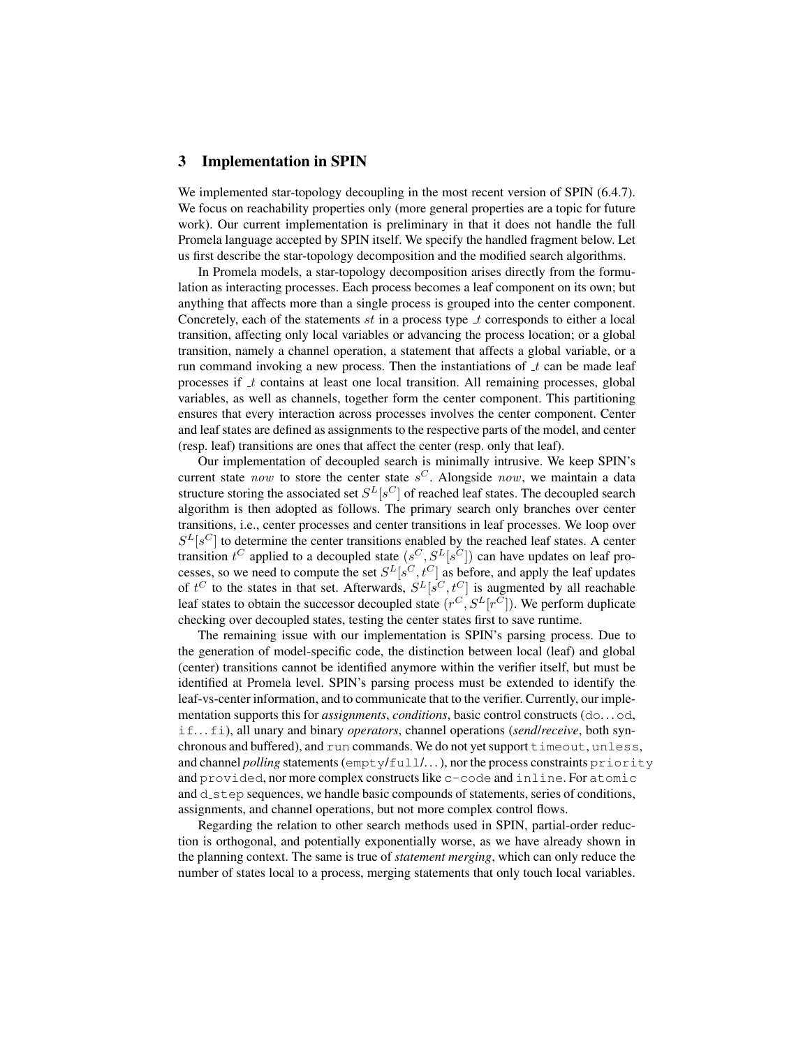## 3 Implementation in SPIN

We implemented star-topology decoupling in the most recent version of SPIN (6.4.7). We focus on reachability properties only (more general properties are a topic for future work). Our current implementation is preliminary in that it does not handle the full Promela language accepted by SPIN itself. We specify the handled fragment below. Let us first describe the star-topology decomposition and the modified search algorithms.

In Promela models, a star-topology decomposition arises directly from the formulation as interacting processes. Each process becomes a leaf component on its own; but anything that affects more than a single process is grouped into the center component. Concretely, each of the statements $st$ in a process type $\_t$ corresponds to either a local transition, affecting only local variables or advancing the process location; or a global transition, namely a channel operation, a statement that affects a global variable, or a run command invoking a new process. Then the instantiations of $\_t$ can be made leaf processes if $\_t$ contains at least one local transition. All remaining processes, global variables, as well as channels, together form the center component. This partitioning ensures that every interaction across processes involves the center component. Center and leaf states are defined as assignments to the respective parts of the model, and center (resp. leaf) transitions are ones that affect the center (resp. only that leaf).

Our implementation of decoupled search is minimally intrusive. We keep SPIN's current state $now$ to store the center state $s^C$. Alongside $now$, we maintain a data structure storing the associated set $S^L[s^C]$ of reached leaf states. The decoupled search algorithm is then adopted as follows. The primary search only branches over center transitions, i.e., center processes and center transitions in leaf processes. We loop over $S^L[s^C]$ to determine the center transitions enabled by the reached leaf states. A center transition $t^C$ applied to a decoupled state $(s^C, S^L[s^C])$ can have updates on leaf processes, so we need to compute the set $S^L[s^C, t^C]$ as before, and apply the leaf updates of $t^C$ to the states in that set. Afterwards, $S^L[s^C, t^C]$ is augmented by all reachable leaf states to obtain the successor decoupled state $(r^C, S^L[r^C])$. We perform duplicate checking over decoupled states, testing the center states first to save runtime.

The remaining issue with our implementation is SPIN's parsing process. Due to the generation of model-specific code, the distinction between local (leaf) and global (center) transitions cannot be identified anymore within the verifier itself, but must be identified at Promela level. SPIN's parsing process must be extended to identify the leaf-vs-center information, and to communicate that to the verifier. Currently, our implementation supports this for *assignments*, *conditions*, basic control constructs (`do`...`od`, `if`...`fi`), all unary and binary *operators*, channel operations (*send*/*receive*, both synchronous and buffered), and `run` commands. We do not yet support `timeout`, `unless`, and channel *polling* statements (`empty`/`full`/...), nor the process constraints `priority` and `provided`, nor more complex constructs like `c-code` and `inline`. For `atomic` and `d_step` sequences, we handle basic compounds of statements, series of conditions, assignments, and channel operations, but not more complex control flows.

Regarding the relation to other search methods used in SPIN, partial-order reduction is orthogonal, and potentially exponentially worse, as we have already shown in the planning context. The same is true of *statement merging*, which can only reduce the number of states local to a process, merging statements that only touch local variables.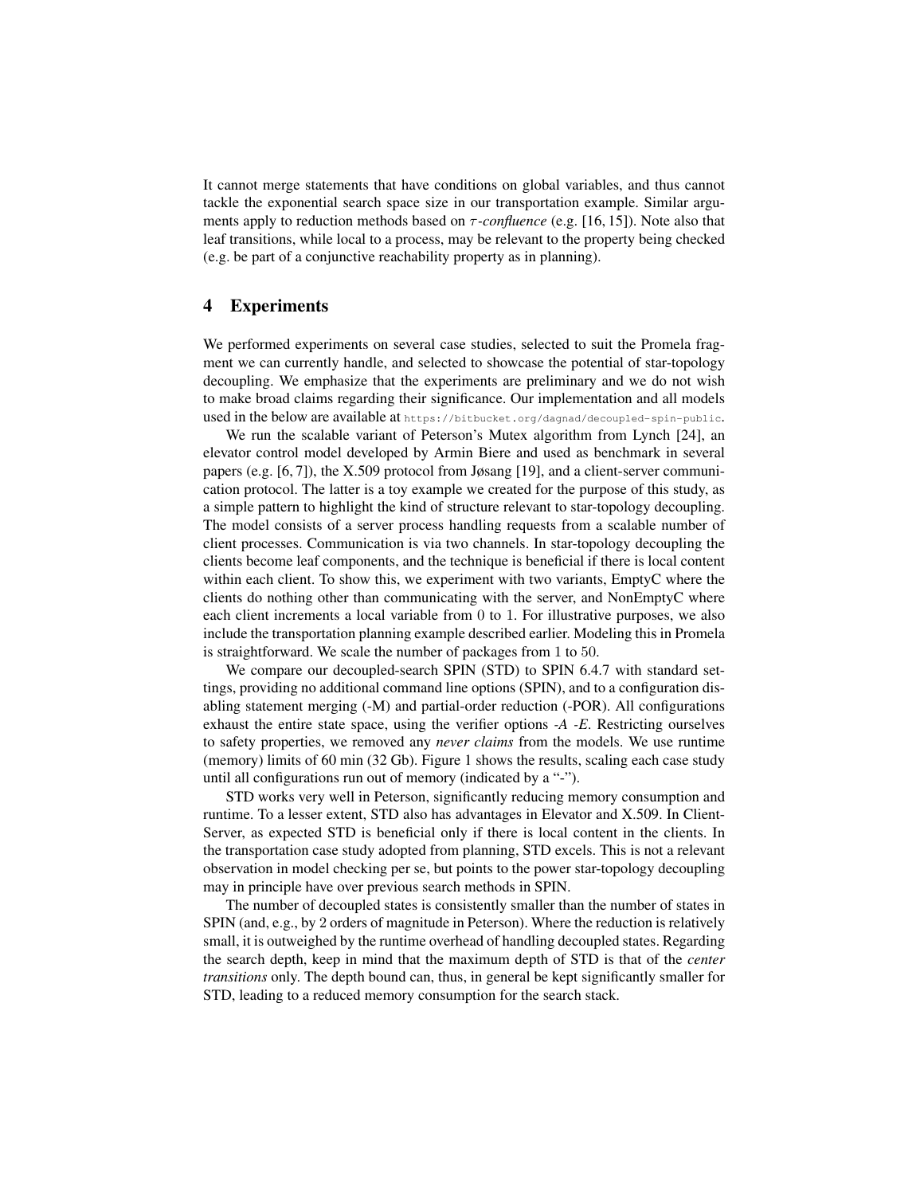It cannot merge statements that have conditions on global variables, and thus cannot tackle the exponential search space size in our transportation example. Similar arguments apply to reduction methods based on $\tau$*-confluence* (e.g. [16, 15]). Note also that leaf transitions, while local to a process, may be relevant to the property being checked (e.g. be part of a conjunctive reachability property as in planning).

## 4 Experiments

We performed experiments on several case studies, selected to suit the Promela fragment we can currently handle, and selected to showcase the potential of star-topology decoupling. We emphasize that the experiments are preliminary and we do not wish to make broad claims regarding their significance. Our implementation and all models used in the below are available at https://bitbucket.org/dagnad/decoupled-spin-public.

We run the scalable variant of Peterson's Mutex algorithm from Lynch [24], an elevator control model developed by Armin Biere and used as benchmark in several papers (e.g. [6, 7]), the X.509 protocol from Jøsang [19], and a client-server communication protocol. The latter is a toy example we created for the purpose of this study, as a simple pattern to highlight the kind of structure relevant to star-topology decoupling. The model consists of a server process handling requests from a scalable number of client processes. Communication is via two channels. In star-topology decoupling the clients become leaf components, and the technique is beneficial if there is local content within each client. To show this, we experiment with two variants, EmptyC where the clients do nothing other than communicating with the server, and NonEmptyC where each client increments a local variable from 0 to 1. For illustrative purposes, we also include the transportation planning example described earlier. Modeling this in Promela is straightforward. We scale the number of packages from 1 to 50.

We compare our decoupled-search SPIN (STD) to SPIN 6.4.7 with standard settings, providing no additional command line options (SPIN), and to a configuration disabling statement merging (-M) and partial-order reduction (-POR). All configurations exhaust the entire state space, using the verifier options *-A -E*. Restricting ourselves to safety properties, we removed any *never claims* from the models. We use runtime (memory) limits of 60 min (32 Gb). Figure 1 shows the results, scaling each case study until all configurations run out of memory (indicated by a "-").

STD works very well in Peterson, significantly reducing memory consumption and runtime. To a lesser extent, STD also has advantages in Elevator and X.509. In Client-Server, as expected STD is beneficial only if there is local content in the clients. In the transportation case study adopted from planning, STD excels. This is not a relevant observation in model checking per se, but points to the power star-topology decoupling may in principle have over previous search methods in SPIN.

The number of decoupled states is consistently smaller than the number of states in SPIN (and, e.g., by 2 orders of magnitude in Peterson). Where the reduction is relatively small, it is outweighed by the runtime overhead of handling decoupled states. Regarding the search depth, keep in mind that the maximum depth of STD is that of the *center transitions* only. The depth bound can, thus, in general be kept significantly smaller for STD, leading to a reduced memory consumption for the search stack.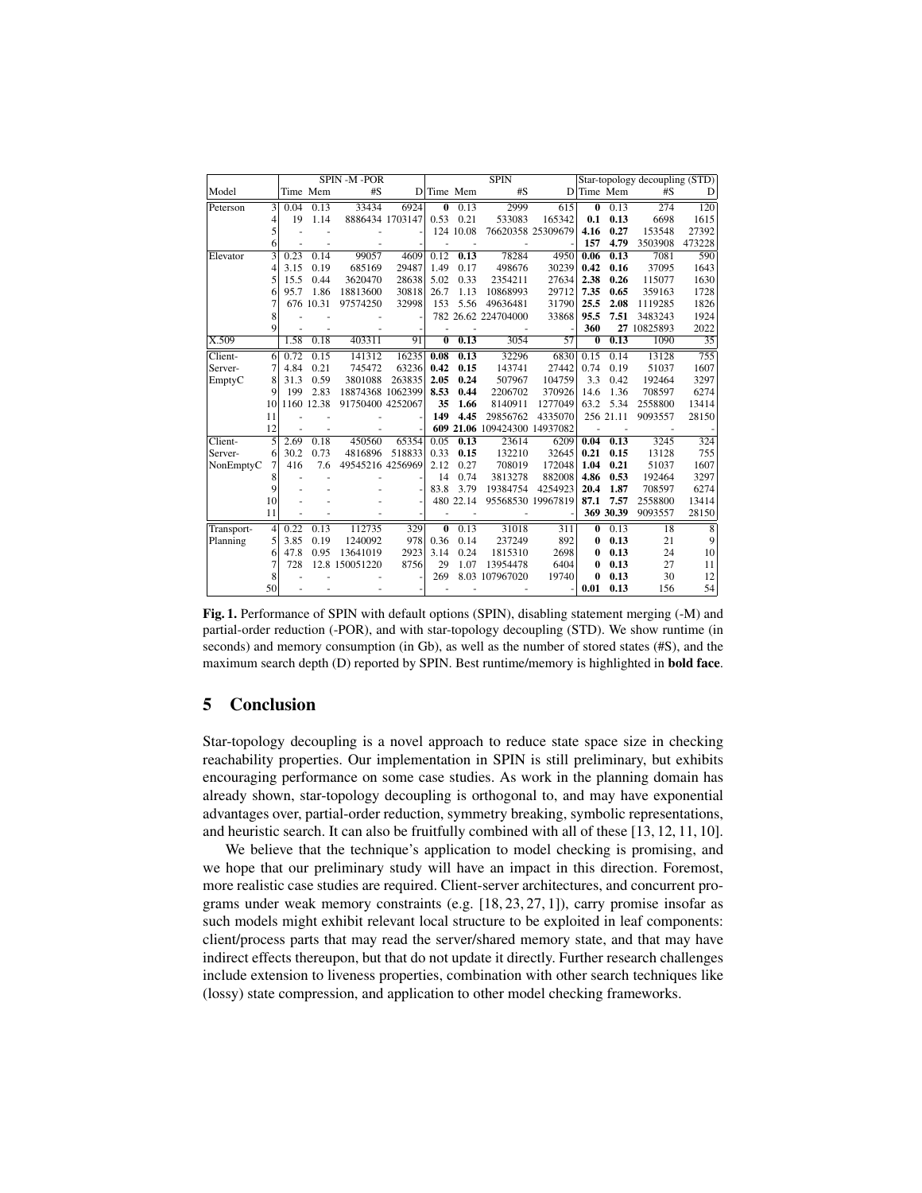| Model | | SPIN -M -POR | | | | SPIN | | | | Star-topology decoupling (STD) | | | |
|---|---|---|---|---|---|---|---|---|---|---|---|---|---|
| | | Time | Mem | #S | D | Time | Mem | #S | D | Time | Mem | #S | D |
| Peterson | 3 | 0.04 | 0.13 | 33434 | 6924 | **0** | 0.13 | 2999 | 615 | **0** | 0.13 | 274 | 120 |
| | 4 | 19 | 1.14 | 8886434 | 1703147 | 0.53 | 0.21 | 533083 | 165342 | **0.1** | **0.13** | 6698 | 1615 |
| | 5 | - | - | - | - | 124 | 10.08 | 76620358 | 25309679 | **4.16** | **0.27** | 153548 | 27392 |
| | 6 | - | - | - | - | - | - | - | - | **157** | **4.79** | 3503908 | 473228 |
| Elevator | 3 | 0.23 | 0.14 | 99057 | 4609 | 0.12 | **0.13** | 78284 | 4950 | **0.06** | **0.13** | 7081 | 590 |
| | 4 | 3.15 | 0.19 | 685169 | 29487 | 1.49 | 0.17 | 498676 | 30239 | **0.42** | **0.16** | 37095 | 1643 |
| | 5 | 15.5 | 0.44 | 3620470 | 28638 | 5.02 | 0.33 | 2354211 | 27634 | **2.38** | **0.26** | 115077 | 1630 |
| | 6 | 95.7 | 1.86 | 18813600 | 30818 | 26.7 | 1.13 | 10868993 | 29712 | **7.35** | **0.65** | 359163 | 1728 |
| | 7 | 676 | 10.31 | 97574250 | 32998 | 153 | 5.56 | 49636481 | 31790 | **25.5** | **2.08** | 1119285 | 1826 |
| | 8 | - | - | - | - | 782 | 26.62 | 224704000 | 33868 | **95.5** | **7.51** | 3483243 | 1924 |
| | 9 | - | - | - | - | - | - | - | - | **360** | **27** | 10825893 | 2022 |
| X.509 | | 1.58 | 0.18 | 403311 | 91 | **0** | **0.13** | 3054 | 57 | **0** | **0.13** | 1090 | 35 |
| Client-Server-EmptyC | 6 | 0.72 | 0.15 | 141312 | 16235 | **0.08** | **0.13** | 32296 | 6830 | 0.15 | 0.14 | 13128 | 755 |
| | 7 | 4.84 | 0.21 | 745472 | 63236 | **0.42** | **0.15** | 143741 | 27442 | 0.74 | 0.19 | 51037 | 1607 |
| | 8 | 31.3 | 0.59 | 3801088 | 263835 | **2.05** | **0.24** | 507967 | 104759 | 3.3 | 0.42 | 192464 | 3297 |
| | 9 | 199 | 2.83 | 18874368 | 1062399 | **8.53** | **0.44** | 2206702 | 370926 | 14.6 | 1.36 | 708597 | 6274 |
| | 10 | 1160 | 12.38 | 91750400 | 4252067 | **35** | **1.66** | 8140911 | 1277049 | 63.2 | 5.34 | 2558800 | 13414 |
| | 11 | - | - | - | - | **149** | **4.45** | 29856762 | 4335070 | 256 | 21.11 | 9093557 | 28150 |
| | 12 | - | - | - | - | **609** | **21.06** | 109424300 | 14937082 | - | - | - | - |
| Client-Server-NonEmptyC | 5 | 2.69 | 0.18 | 450560 | 65354 | 0.05 | **0.13** | 23614 | 6209 | **0.04** | **0.13** | 3245 | 324 |
| | 6 | 30.2 | 0.73 | 4816896 | 518833 | 0.33 | **0.15** | 132210 | 32645 | **0.21** | **0.15** | 13128 | 755 |
| | 7 | 416 | 7.6 | 49545216 | 4256969 | 2.12 | 0.27 | 708019 | 172048 | **1.04** | **0.21** | 51037 | 1607 |
| | 8 | - | - | - | - | 14 | 0.74 | 3813278 | 882008 | **4.86** | **0.53** | 192464 | 3297 |
| | 9 | - | - | - | - | 83.8 | 3.79 | 19384754 | 4254923 | **20.4** | **1.87** | 708597 | 6274 |
| | 10 | - | - | - | - | 480 | 22.14 | 95568530 | 19967819 | **87.1** | **7.57** | 2558800 | 13414 |
| | 11 | - | - | - | - | - | - | - | - | **369** | **30.39** | 9093557 | 28150 |
| Transport-Planning | 4 | 0.22 | 0.13 | 112735 | 329 | **0** | 0.13 | 31018 | 311 | **0** | 0.13 | 18 | 8 |
| | 5 | 3.85 | 0.19 | 1240092 | 978 | 0.36 | 0.14 | 237249 | 892 | **0** | **0.13** | 21 | 9 |
| | 6 | 47.8 | 0.95 | 13641019 | 2923 | 3.14 | 0.24 | 1815310 | 2698 | **0** | **0.13** | 24 | 10 |
| | 7 | 728 | 12.8 | 150051220 | 8756 | 29 | 1.07 | 13954478 | 6404 | **0** | **0.13** | 27 | 11 |
| | 8 | - | - | - | - | 269 | 8.03 | 107967020 | 19740 | **0** | **0.13** | 30 | 12 |
| | 50 | - | - | - | - | - | - | - | - | **0.01** | **0.13** | 156 | 54 |

**Fig. 1.** Performance of SPIN with default options (SPIN), disabling statement merging (-M) and partial-order reduction (-POR), and with star-topology decoupling (STD). We show runtime (in seconds) and memory consumption (in Gb), as well as the number of stored states (#S), and the maximum search depth (D) reported by SPIN. Best runtime/memory is highlighted in **bold face**.

## 5 Conclusion

Star-topology decoupling is a novel approach to reduce state space size in checking reachability properties. Our implementation in SPIN is still preliminary, but exhibits encouraging performance on some case studies. As work in the planning domain has already shown, star-topology decoupling is orthogonal to, and may have exponential advantages over, partial-order reduction, symmetry breaking, symbolic representations, and heuristic search. It can also be fruitfully combined with all of these [13, 12, 11, 10].

We believe that the technique's application to model checking is promising, and we hope that our preliminary study will have an impact in this direction. Foremost, more realistic case studies are required. Client-server architectures, and concurrent programs under weak memory constraints (e.g. [18, 23, 27, 1]), carry promise insofar as such models might exhibit relevant local structure to be exploited in leaf components: client/process parts that may read the server/shared memory state, and that may have indirect effects thereupon, but that do not update it directly. Further research challenges include extension to liveness properties, combination with other search techniques like (lossy) state compression, and application to other model checking frameworks.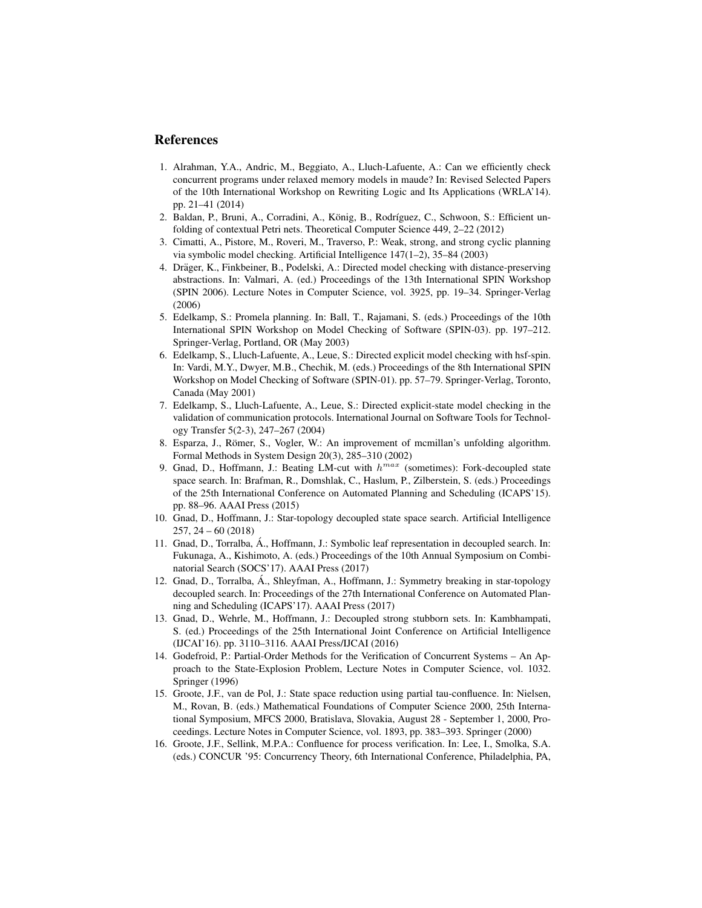## References

1. Alrahman, Y.A., Andric, M., Beggiato, A., Lluch-Lafuente, A.: Can we efficiently check concurrent programs under relaxed memory models in maude? In: Revised Selected Papers of the 10th International Workshop on Rewriting Logic and Its Applications (WRLA'14). pp. 21–41 (2014)
2. Baldan, P., Bruni, A., Corradini, A., König, B., Rodríguez, C., Schwoon, S.: Efficient unfolding of contextual Petri nets. Theoretical Computer Science 449, 2–22 (2012)
3. Cimatti, A., Pistore, M., Roveri, M., Traverso, P.: Weak, strong, and strong cyclic planning via symbolic model checking. Artificial Intelligence 147(1–2), 35–84 (2003)
4. Dräger, K., Finkbeiner, B., Podelski, A.: Directed model checking with distance-preserving abstractions. In: Valmari, A. (ed.) Proceedings of the 13th International SPIN Workshop (SPIN 2006). Lecture Notes in Computer Science, vol. 3925, pp. 19–34. Springer-Verlag (2006)
5. Edelkamp, S.: Promela planning. In: Ball, T., Rajamani, S. (eds.) Proceedings of the 10th International SPIN Workshop on Model Checking of Software (SPIN-03). pp. 197–212. Springer-Verlag, Portland, OR (May 2003)
6. Edelkamp, S., Lluch-Lafuente, A., Leue, S.: Directed explicit model checking with hsf-spin. In: Vardi, M.Y., Dwyer, M.B., Chechik, M. (eds.) Proceedings of the 8th International SPIN Workshop on Model Checking of Software (SPIN-01). pp. 57–79. Springer-Verlag, Toronto, Canada (May 2001)
7. Edelkamp, S., Lluch-Lafuente, A., Leue, S.: Directed explicit-state model checking in the validation of communication protocols. International Journal on Software Tools for Technology Transfer 5(2-3), 247–267 (2004)
8. Esparza, J., Römer, S., Vogler, W.: An improvement of mcmillan's unfolding algorithm. Formal Methods in System Design 20(3), 285–310 (2002)
9. Gnad, D., Hoffmann, J.: Beating LM-cut with $h^{max}$ (sometimes): Fork-decoupled state space search. In: Brafman, R., Domshlak, C., Haslum, P., Zilberstein, S. (eds.) Proceedings of the 25th International Conference on Automated Planning and Scheduling (ICAPS'15). pp. 88–96. AAAI Press (2015)
10. Gnad, D., Hoffmann, J.: Star-topology decoupled state space search. Artificial Intelligence 257, 24 – 60 (2018)
11. Gnad, D., Torralba, Á., Hoffmann, J.: Symbolic leaf representation in decoupled search. In: Fukunaga, A., Kishimoto, A. (eds.) Proceedings of the 10th Annual Symposium on Combinatorial Search (SOCS'17). AAAI Press (2017)
12. Gnad, D., Torralba, Á., Shleyfman, A., Hoffmann, J.: Symmetry breaking in star-topology decoupled search. In: Proceedings of the 27th International Conference on Automated Planning and Scheduling (ICAPS'17). AAAI Press (2017)
13. Gnad, D., Wehrle, M., Hoffmann, J.: Decoupled strong stubborn sets. In: Kambhampati, S. (ed.) Proceedings of the 25th International Joint Conference on Artificial Intelligence (IJCAI'16). pp. 3110–3116. AAAI Press/IJCAI (2016)
14. Godefroid, P.: Partial-Order Methods for the Verification of Concurrent Systems – An Approach to the State-Explosion Problem, Lecture Notes in Computer Science, vol. 1032. Springer (1996)
15. Groote, J.F., van de Pol, J.: State space reduction using partial tau-confluence. In: Nielsen, M., Rovan, B. (eds.) Mathematical Foundations of Computer Science 2000, 25th International Symposium, MFCS 2000, Bratislava, Slovakia, August 28 - September 1, 2000, Proceedings. Lecture Notes in Computer Science, vol. 1893, pp. 383–393. Springer (2000)
16. Groote, J.F., Sellink, M.P.A.: Confluence for process verification. In: Lee, I., Smolka, S.A. (eds.) CONCUR '95: Concurrency Theory, 6th International Conference, Philadelphia, PA,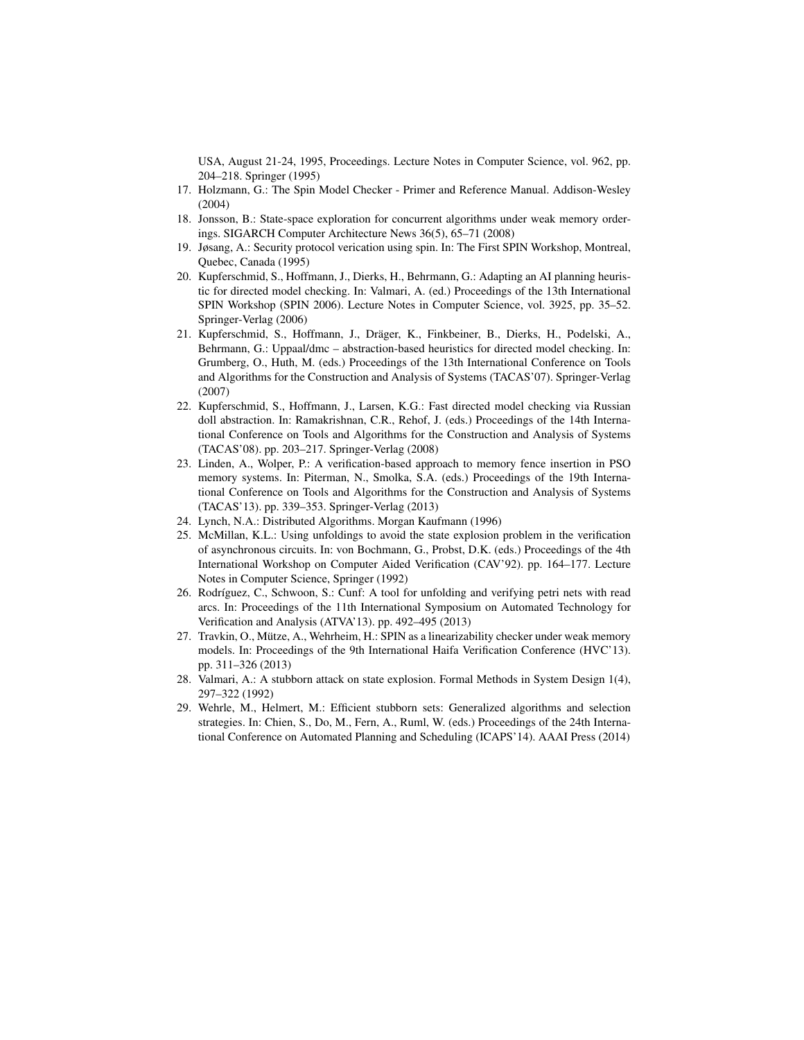USA, August 21-24, 1995, Proceedings. Lecture Notes in Computer Science, vol. 962, pp. 204–218. Springer (1995)

17. Holzmann, G.: The Spin Model Checker - Primer and Reference Manual. Addison-Wesley (2004)
18. Jonsson, B.: State-space exploration for concurrent algorithms under weak memory orderings. SIGARCH Computer Architecture News 36(5), 65–71 (2008)
19. Jøsang, A.: Security protocol verication using spin. In: The First SPIN Workshop, Montreal, Quebec, Canada (1995)
20. Kupferschmid, S., Hoffmann, J., Dierks, H., Behrmann, G.: Adapting an AI planning heuristic for directed model checking. In: Valmari, A. (ed.) Proceedings of the 13th International SPIN Workshop (SPIN 2006). Lecture Notes in Computer Science, vol. 3925, pp. 35–52. Springer-Verlag (2006)
21. Kupferschmid, S., Hoffmann, J., Dräger, K., Finkbeiner, B., Dierks, H., Podelski, A., Behrmann, G.: Uppaal/dmc – abstraction-based heuristics for directed model checking. In: Grumberg, O., Huth, M. (eds.) Proceedings of the 13th International Conference on Tools and Algorithms for the Construction and Analysis of Systems (TACAS'07). Springer-Verlag (2007)
22. Kupferschmid, S., Hoffmann, J., Larsen, K.G.: Fast directed model checking via Russian doll abstraction. In: Ramakrishnan, C.R., Rehof, J. (eds.) Proceedings of the 14th International Conference on Tools and Algorithms for the Construction and Analysis of Systems (TACAS'08). pp. 203–217. Springer-Verlag (2008)
23. Linden, A., Wolper, P.: A verification-based approach to memory fence insertion in PSO memory systems. In: Piterman, N., Smolka, S.A. (eds.) Proceedings of the 19th International Conference on Tools and Algorithms for the Construction and Analysis of Systems (TACAS'13). pp. 339–353. Springer-Verlag (2013)
24. Lynch, N.A.: Distributed Algorithms. Morgan Kaufmann (1996)
25. McMillan, K.L.: Using unfoldings to avoid the state explosion problem in the verification of asynchronous circuits. In: von Bochmann, G., Probst, D.K. (eds.) Proceedings of the 4th International Workshop on Computer Aided Verification (CAV'92). pp. 164–177. Lecture Notes in Computer Science, Springer (1992)
26. Rodríguez, C., Schwoon, S.: Cunf: A tool for unfolding and verifying petri nets with read arcs. In: Proceedings of the 11th International Symposium on Automated Technology for Verification and Analysis (ATVA'13). pp. 492–495 (2013)
27. Travkin, O., Mütze, A., Wehrheim, H.: SPIN as a linearizability checker under weak memory models. In: Proceedings of the 9th International Haifa Verification Conference (HVC'13). pp. 311–326 (2013)
28. Valmari, A.: A stubborn attack on state explosion. Formal Methods in System Design 1(4), 297–322 (1992)
29. Wehrle, M., Helmert, M.: Efficient stubborn sets: Generalized algorithms and selection strategies. In: Chien, S., Do, M., Fern, A., Ruml, W. (eds.) Proceedings of the 24th International Conference on Automated Planning and Scheduling (ICAPS'14). AAAI Press (2014)